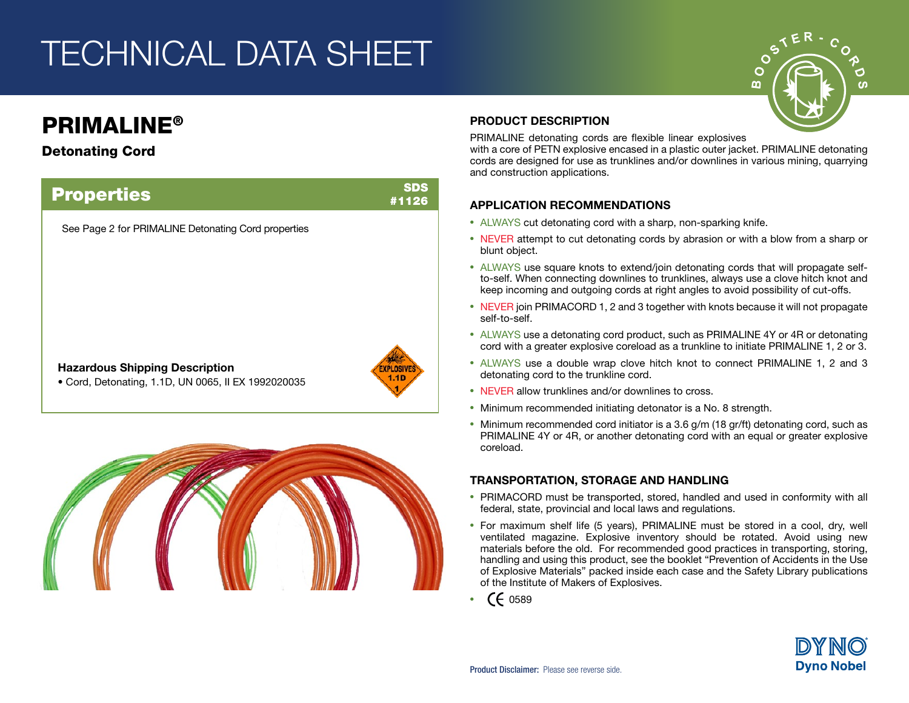# TECHNICAL DATA SHEET

## PRIMALINE®

### Detonating Cord

## Properties

SDS #1126

See Page 2 for PRIMALINE Detonating Cord properties

**Hazardous Shipping Description**

- Cord, Detonating, 1.1D, UN 0065, II EX 1992020035

## PRODUCT DESCRIPTION

PRIMALINE detonating cords are flexible linear explosives with a core of PETN explosive encased in a plastic outer jacket. PRIMALINE detonating cords are designed for use as trunklines and/or downlines in various mining, quarrying and construction applications.

## APPLICATION RECOMMENDATIONS

- ALWAYS cut detonating cord with a sharp, non-sparking knife.
- NEVER attempt to cut detonating cords by abrasion or with a blow from a sharp or blunt object.
- ALWAYS use square knots to extend/join detonating cords that will propagate self-to-self. When connecting downlines to trunklines, always use a clove hitch knot and keep incoming and outgoing cords at right angles to avoid possibility of cut-offs.
- NEVER join PRIMACORD 1, 2 and 3 together with knots because it will not propagate self-to-self.
- ALWAYS use a detonating cord product, such as PRIMALINE 4Y or 4R or detonating cord with a greater explosive coreload as a trunkline to initiate PRIMALINE 1, 2 or 3.
- ALWAYS use a double wrap clove hitch knot to connect PRIMALINE 1, 2 and 3 detonating cord to the trunkline cord.
- NEVER allow trunklines and/or downlines to cross.
- Minimum recommended initiating detonator is a No. 8 strength.
- Minimum recommended cord initiator is a 3.6 g/m (18 gr/ft) detonating cord, such as PRIMALINE 4Y or 4R, or another detonating cord with an equal or greater explosive coreload.

## TRANSPORTATION, STORAGE AND HANDLING

- PRIMACORD must be transported, stored, handled and used in conformity with all federal, state, provincial and local laws and regulations.
- For maximum shelf life (5 years), PRIMALINE must be stored in a cool, dry, well ventilated magazine. Explosive inventory should be rotated. Avoid using new materials before the old. For recommended good practices in transporting, storing, handling and using this product, see the booklet "Prevention of Accidents in the Use of Explosive Materials" packed inside each case and the Safety Library publications of the Institute of Makers of Explosives.
- CE 0589

**Product Disclaimer:** Please see reverse side.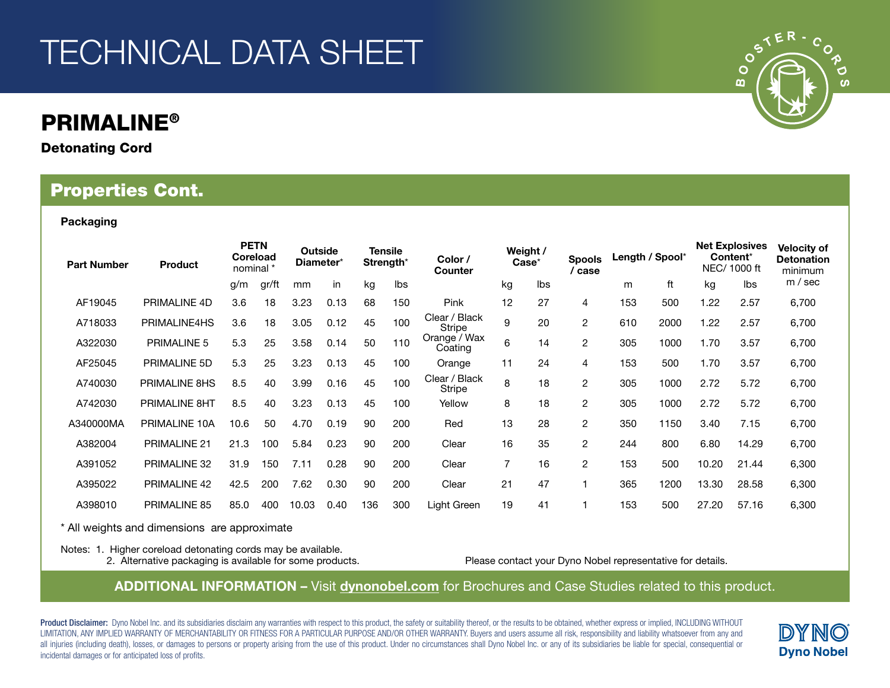# TECHNICAL DATA SHEET

## PRIMALINE®

**Detonating Cord**

## Properties Cont.

**Packaging**

| Part Number | Product | PETN Coreload nominal * | | Outside Diameter* | | Tensile Strength* | | Color / Counter | Weight / Case* | | Spools / case | Length / Spool* | | Net Explosives Content* NEC/ 1000 ft | | Velocity of Detonation minimum m / sec |
|---|---|---|---|---|---|---|---|---|---|---|---|---|---|---|---|---|
| | | g/m | gr/ft | mm | in | kg | lbs | | kg | lbs | | m | ft | kg | lbs | |
| AF19045 | PRIMALINE 4D | 3.6 | 18 | 3.23 | 0.13 | 68 | 150 | Pink | 12 | 27 | 4 | 153 | 500 | 1.22 | 2.57 | 6,700 |
| A718033 | PRIMALINE4HS | 3.6 | 18 | 3.05 | 0.12 | 45 | 100 | Clear / Black Stripe | 9 | 20 | 2 | 610 | 2000 | 1.22 | 2.57 | 6,700 |
| A322030 | PRIMALINE 5 | 5.3 | 25 | 3.58 | 0.14 | 50 | 110 | Orange / Wax Coating | 6 | 14 | 2 | 305 | 1000 | 1.70 | 3.57 | 6,700 |
| AF25045 | PRIMALINE 5D | 5.3 | 25 | 3.23 | 0.13 | 45 | 100 | Orange | 11 | 24 | 4 | 153 | 500 | 1.70 | 3.57 | 6,700 |
| A740030 | PRIMALINE 8HS | 8.5 | 40 | 3.99 | 0.16 | 45 | 100 | Clear / Black Stripe | 8 | 18 | 2 | 305 | 1000 | 2.72 | 5.72 | 6,700 |
| A742030 | PRIMALINE 8HT | 8.5 | 40 | 3.23 | 0.13 | 45 | 100 | Yellow | 8 | 18 | 2 | 305 | 1000 | 2.72 | 5.72 | 6,700 |
| A340000MA | PRIMALINE 10A | 10.6 | 50 | 4.70 | 0.19 | 90 | 200 | Red | 13 | 28 | 2 | 350 | 1150 | 3.40 | 7.15 | 6,700 |
| A382004 | PRIMALINE 21 | 21.3 | 100 | 5.84 | 0.23 | 90 | 200 | Clear | 16 | 35 | 2 | 244 | 800 | 6.80 | 14.29 | 6,700 |
| A391052 | PRIMALINE 32 | 31.9 | 150 | 7.11 | 0.28 | 90 | 200 | Clear | 7 | 16 | 2 | 153 | 500 | 10.20 | 21.44 | 6,300 |
| A395022 | PRIMALINE 42 | 42.5 | 200 | 7.62 | 0.30 | 90 | 200 | Clear | 21 | 47 | 1 | 365 | 1200 | 13.30 | 28.58 | 6,300 |
| A398010 | PRIMALINE 85 | 85.0 | 400 | 10.03 | 0.40 | 136 | 300 | Light Green | 19 | 41 | 1 | 153 | 500 | 27.20 | 57.16 | 6,300 |

* All weights and dimensions are approximate

Notes: 1. Higher coreload detonating cords may be available.
2. Alternative packaging is available for some products.

Please contact your Dyno Nobel representative for details.

**ADDITIONAL INFORMATION –** Visit **dynonobel.com** for Brochures and Case Studies related to this product.

**Product Disclaimer:** Dyno Nobel Inc. and its subsidiaries disclaim any warranties with respect to this product, the safety or suitability thereof, or the results to be obtained, whether express or implied, INCLUDING WITHOUT LIMITATION, ANY IMPLIED WARRANTY OF MERCHANTABILITY OR FITNESS FOR A PARTICULAR PURPOSE AND/OR OTHER WARRANTY. Buyers and users assume all risk, responsibility and liability whatsoever from any and all injuries (including death), losses, or damages to persons or property arising from the use of this product. Under no circumstances shall Dyno Nobel Inc. or any of its subsidiaries be liable for special, consequential or incidental damages or for anticipated loss of profits.